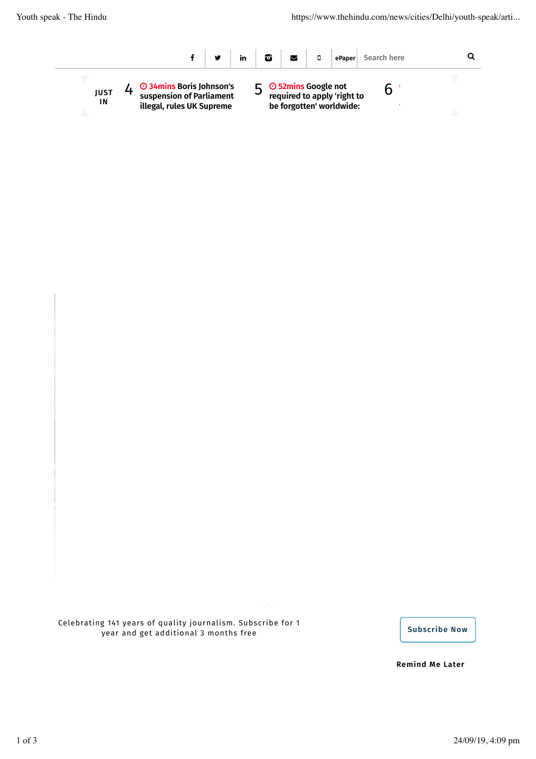ePaper

Search here

JUST IN

4 34mins Boris Johnson's suspension of Parliament illegal, rules UK Supreme

5 52mins Google not required to apply 'right to be forgotten' worldwide:

6

Celebrating 141 years of quality journalism. Subscribe for 1 year and get additional 3 months free

Subscribe Now

Remind Me Later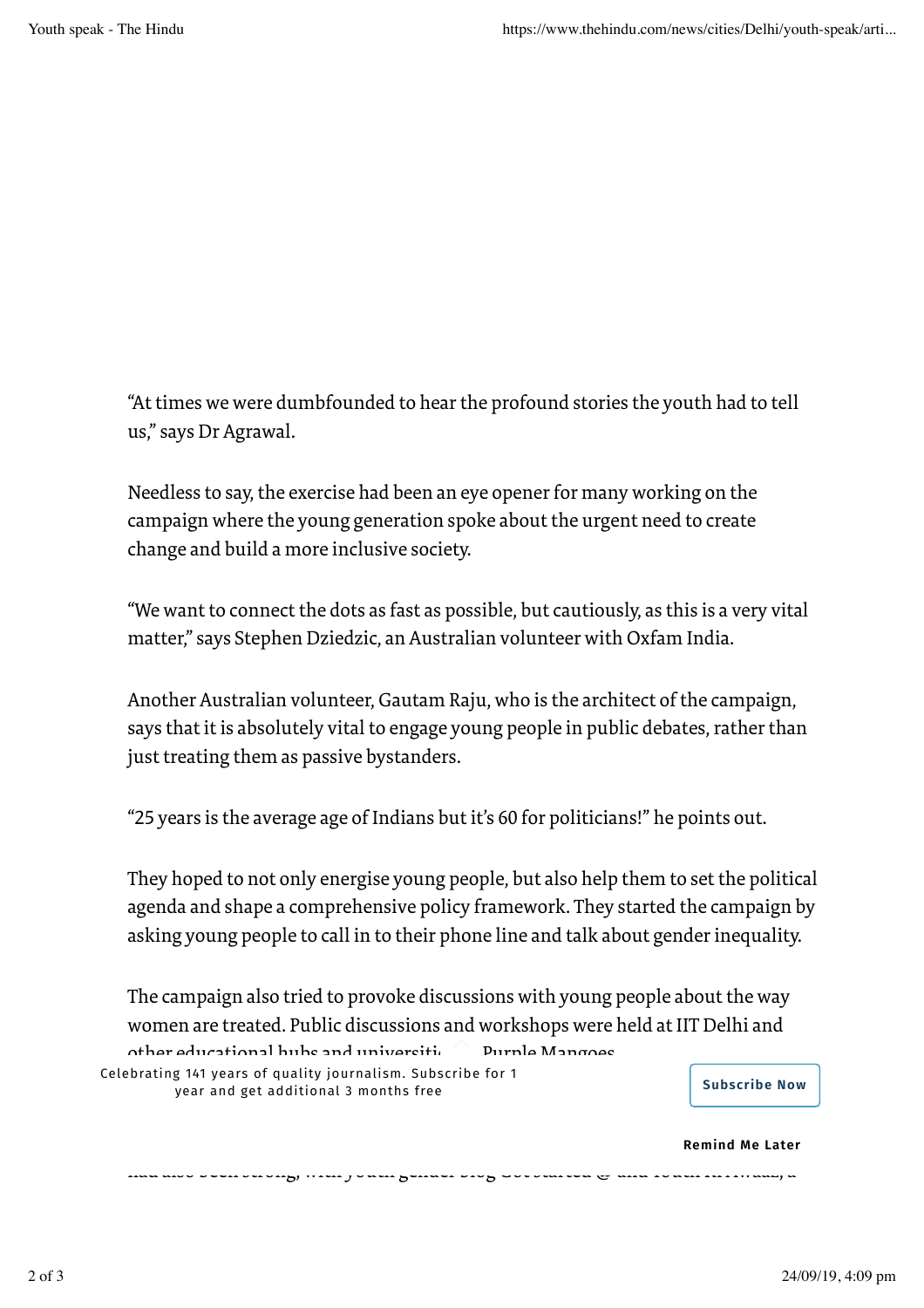"At times we were dumbfounded to hear the profound stories the youth had to tell us," says Dr Agrawal.

Needless to say, the exercise had been an eye opener for many working on the campaign where the young generation spoke about the urgent need to create change and build a more inclusive society.

"We want to connect the dots as fast as possible, but cautiously, as this is a very vital matter," says Stephen Dziedzic, an Australian volunteer with Oxfam India.

Another Australian volunteer, Gautam Raju, who is the architect of the campaign, says that it is absolutely vital to engage young people in public debates, rather than just treating them as passive bystanders.

"25 years is the average age of Indians but it's 60 for politicians!" he points out.

They hoped to not only energise young people, but also help them to set the political agenda and shape a comprehensive policy framework. They started the campaign by asking young people to call in to their phone line and talk about gender inequality.

The campaign also tried to provoke discussions with young people about the way women are treated. Public discussions and workshops were held at IIT Delhi and other educational hubs and universiti... Purple Mangoes

Celebrating 141 years of quality journalism. Subscribe for 1 year and get additional 3 months free

Subscribe Now

Remind Me Later

had also been strong, with youth gender blog Get started @ and Youth KiAwaaz, a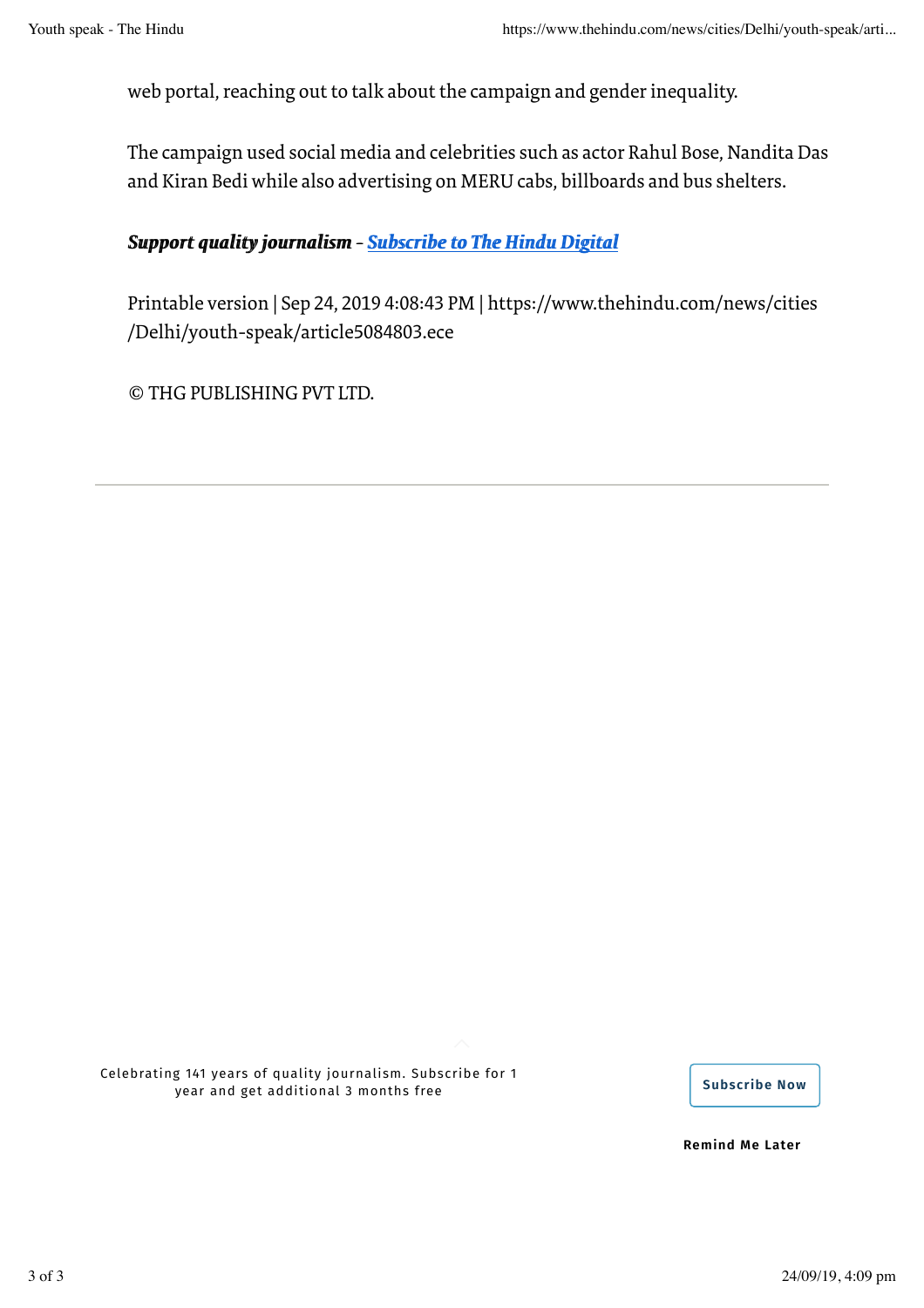web portal, reaching out to talk about the campaign and gender inequality.

The campaign used social media and celebrities such as actor Rahul Bose, Nandita Das and Kiran Bedi while also advertising on MERU cabs, billboards and bus shelters.

***Support quality journalism*** - ***Subscribe to The Hindu Digital***

Printable version | Sep 24, 2019 4:08:43 PM | https://www.thehindu.com/news/cities/Delhi/youth-speak/article5084803.ece

© THG PUBLISHING PVT LTD.

Celebrating 141 years of quality journalism. Subscribe for 1 year and get additional 3 months free

**Subscribe Now**

**Remind Me Later**